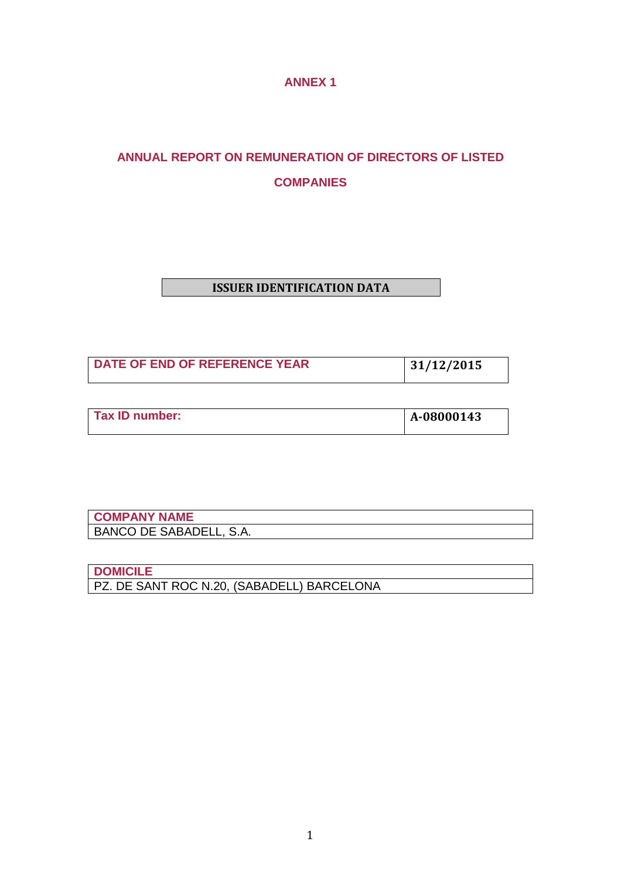# ANNEX 1

## ANNUAL REPORT ON REMUNERATION OF DIRECTORS OF LISTED COMPANIES

### ISSUER IDENTIFICATION DATA

| DATE OF END OF REFERENCE YEAR | 31/12/2015 |
|---|---|

| Tax ID number: | A-08000143 |
|---|---|

| COMPANY NAME |
|---|
| BANCO DE SABADELL, S.A. |

| DOMICILE |
|---|
| PZ. DE SANT ROC N.20, (SABADELL) BARCELONA |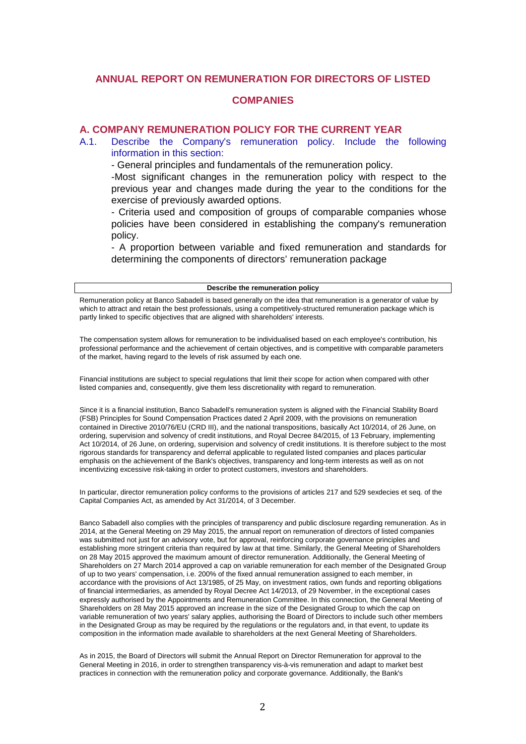# ANNUAL REPORT ON REMUNERATION FOR DIRECTORS OF LISTED COMPANIES

## A. COMPANY REMUNERATION POLICY FOR THE CURRENT YEAR

A.1. Describe the Company's remuneration policy. Include the following information in this section:

- General principles and fundamentals of the remuneration policy.
- Most significant changes in the remuneration policy with respect to the previous year and changes made during the year to the conditions for the exercise of previously awarded options.
- Criteria used and composition of groups of comparable companies whose policies have been considered in establishing the company's remuneration policy.
- A proportion between variable and fixed remuneration and standards for determining the components of directors' remuneration package

| Describe the remuneration policy |
|---|

Remuneration policy at Banco Sabadell is based generally on the idea that remuneration is a generator of value by which to attract and retain the best professionals, using a competitively-structured remuneration package which is partly linked to specific objectives that are aligned with shareholders' interests.

The compensation system allows for remuneration to be individualised based on each employee's contribution, his professional performance and the achievement of certain objectives, and is competitive with comparable parameters of the market, having regard to the levels of risk assumed by each one.

Financial institutions are subject to special regulations that limit their scope for action when compared with other listed companies and, consequently, give them less discretionality with regard to remuneration.

Since it is a financial institution, Banco Sabadell's remuneration system is aligned with the Financial Stability Board (FSB) Principles for Sound Compensation Practices dated 2 April 2009, with the provisions on remuneration contained in Directive 2010/76/EU (CRD III), and the national transpositions, basically Act 10/2014, of 26 June, on ordering, supervision and solvency of credit institutions, and Royal Decree 84/2015, of 13 February, implementing Act 10/2014, of 26 June, on ordering, supervision and solvency of credit institutions. It is therefore subject to the most rigorous standards for transparency and deferral applicable to regulated listed companies and places particular emphasis on the achievement of the Bank's objectives, transparency and long-term interests as well as on not incentivizing excessive risk-taking in order to protect customers, investors and shareholders.

In particular, director remuneration policy conforms to the provisions of articles 217 and 529 sexdecies et seq. of the Capital Companies Act, as amended by Act 31/2014, of 3 December.

Banco Sabadell also complies with the principles of transparency and public disclosure regarding remuneration. As in 2014, at the General Meeting on 29 May 2015, the annual report on remuneration of directors of listed companies was submitted not just for an advisory vote, but for approval, reinforcing corporate governance principles and establishing more stringent criteria than required by law at that time. Similarly, the General Meeting of Shareholders on 28 May 2015 approved the maximum amount of director remuneration. Additionally, the General Meeting of Shareholders on 27 March 2014 approved a cap on variable remuneration for each member of the Designated Group of up to two years' compensation, i.e. 200% of the fixed annual remuneration assigned to each member, in accordance with the provisions of Act 13/1985, of 25 May, on investment ratios, own funds and reporting obligations of financial intermediaries, as amended by Royal Decree Act 14/2013, of 29 November, in the exceptional cases expressly authorised by the Appointments and Remuneration Committee. In this connection, the General Meeting of Shareholders on 28 May 2015 approved an increase in the size of the Designated Group to which the cap on variable remuneration of two years' salary applies, authorising the Board of Directors to include such other members in the Designated Group as may be required by the regulations or the regulators and, in that event, to update its composition in the information made available to shareholders at the next General Meeting of Shareholders.

As in 2015, the Board of Directors will submit the Annual Report on Director Remuneration for approval to the General Meeting in 2016, in order to strengthen transparency vis-à-vis remuneration and adapt to market best practices in connection with the remuneration policy and corporate governance. Additionally, the Bank's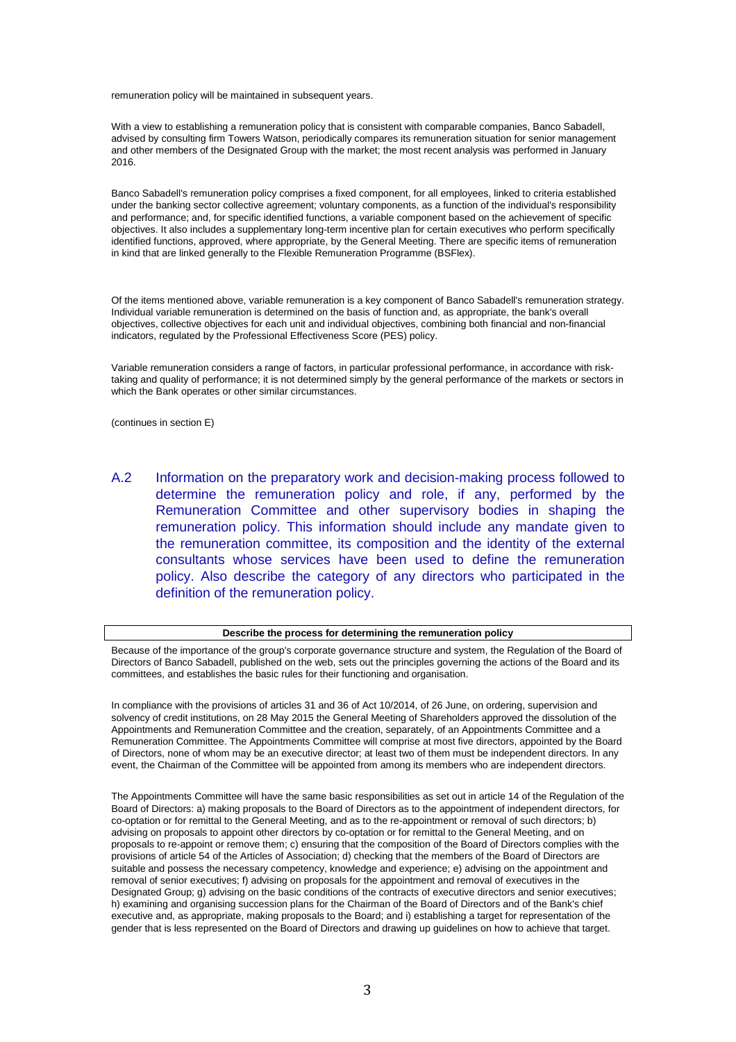remuneration policy will be maintained in subsequent years.

With a view to establishing a remuneration policy that is consistent with comparable companies, Banco Sabadell, advised by consulting firm Towers Watson, periodically compares its remuneration situation for senior management and other members of the Designated Group with the market; the most recent analysis was performed in January 2016.

Banco Sabadell's remuneration policy comprises a fixed component, for all employees, linked to criteria established under the banking sector collective agreement; voluntary components, as a function of the individual's responsibility and performance; and, for specific identified functions, a variable component based on the achievement of specific objectives. It also includes a supplementary long-term incentive plan for certain executives who perform specifically identified functions, approved, where appropriate, by the General Meeting. There are specific items of remuneration in kind that are linked generally to the Flexible Remuneration Programme (BSFlex).

Of the items mentioned above, variable remuneration is a key component of Banco Sabadell's remuneration strategy. Individual variable remuneration is determined on the basis of function and, as appropriate, the bank's overall objectives, collective objectives for each unit and individual objectives, combining both financial and non-financial indicators, regulated by the Professional Effectiveness Score (PES) policy.

Variable remuneration considers a range of factors, in particular professional performance, in accordance with risk-taking and quality of performance; it is not determined simply by the general performance of the markets or sectors in which the Bank operates or other similar circumstances.

(continues in section E)

## A.2 Information on the preparatory work and decision-making process followed to determine the remuneration policy and role, if any, performed by the Remuneration Committee and other supervisory bodies in shaping the remuneration policy. This information should include any mandate given to the remuneration committee, its composition and the identity of the external consultants whose services have been used to define the remuneration policy. Also describe the category of any directors who participated in the definition of the remuneration policy.

**Describe the process for determining the remuneration policy**

Because of the importance of the group's corporate governance structure and system, the Regulation of the Board of Directors of Banco Sabadell, published on the web, sets out the principles governing the actions of the Board and its committees, and establishes the basic rules for their functioning and organisation.

In compliance with the provisions of articles 31 and 36 of Act 10/2014, of 26 June, on ordering, supervision and solvency of credit institutions, on 28 May 2015 the General Meeting of Shareholders approved the dissolution of the Appointments and Remuneration Committee and the creation, separately, of an Appointments Committee and a Remuneration Committee. The Appointments Committee will comprise at most five directors, appointed by the Board of Directors, none of whom may be an executive director; at least two of them must be independent directors. In any event, the Chairman of the Committee will be appointed from among its members who are independent directors.

The Appointments Committee will have the same basic responsibilities as set out in article 14 of the Regulation of the Board of Directors: a) making proposals to the Board of Directors as to the appointment of independent directors, for co-optation or for remittal to the General Meeting, and as to the re-appointment or removal of such directors; b) advising on proposals to appoint other directors by co-optation or for remittal to the General Meeting, and on proposals to re-appoint or remove them; c) ensuring that the composition of the Board of Directors complies with the provisions of article 54 of the Articles of Association; d) checking that the members of the Board of Directors are suitable and possess the necessary competency, knowledge and experience; e) advising on the appointment and removal of senior executives; f) advising on proposals for the appointment and removal of executives in the Designated Group; g) advising on the basic conditions of the contracts of executive directors and senior executives; h) examining and organising succession plans for the Chairman of the Board of Directors and of the Bank's chief executive and, as appropriate, making proposals to the Board; and i) establishing a target for representation of the gender that is less represented on the Board of Directors and drawing up guidelines on how to achieve that target.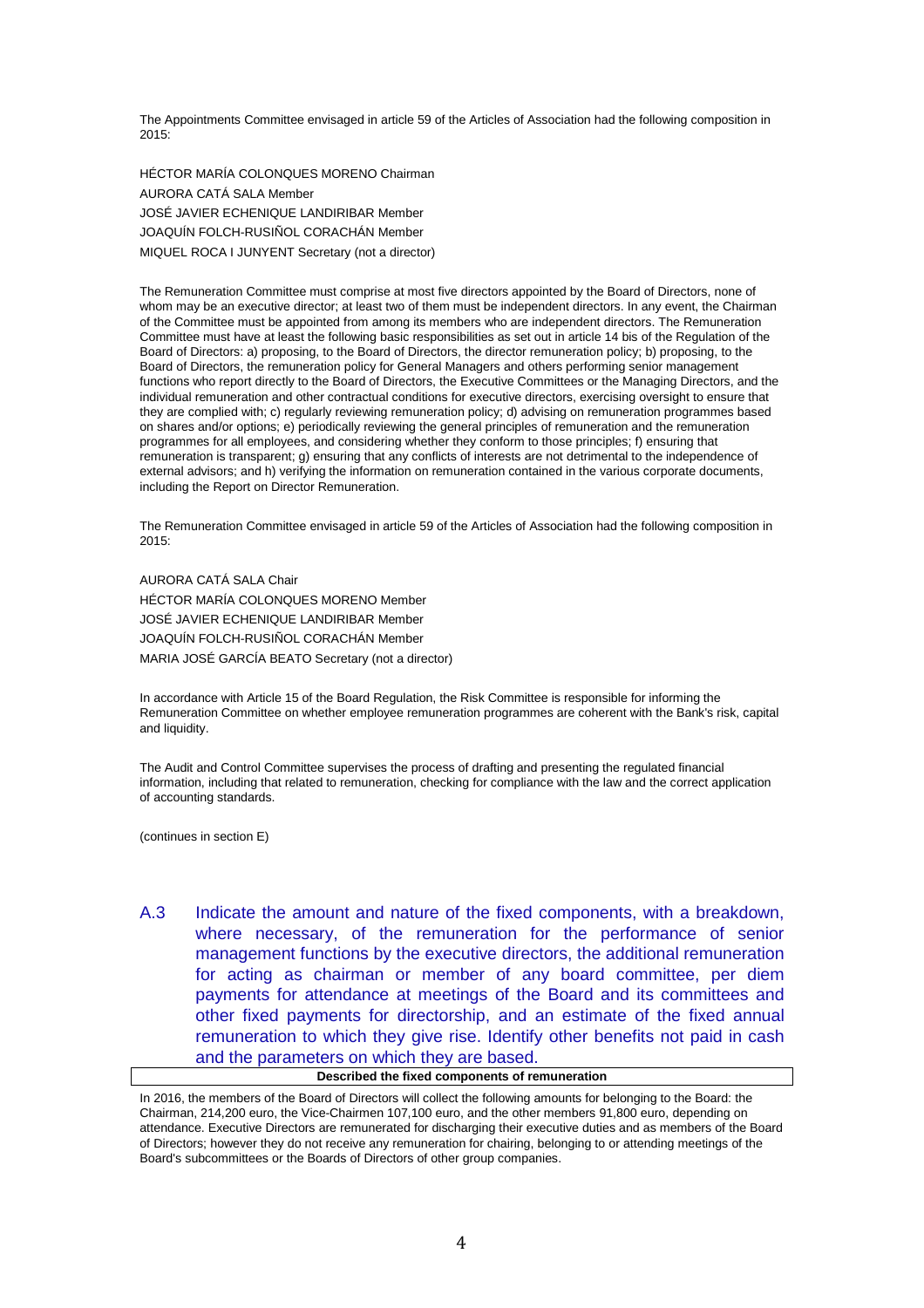The Appointments Committee envisaged in article 59 of the Articles of Association had the following composition in 2015:

HÉCTOR MARÍA COLONQUES MORENO Chairman
AURORA CATÁ SALA Member
JOSÉ JAVIER ECHENIQUE LANDIRIBAR Member
JOAQUÍN FOLCH-RUSIÑOL CORACHÁN Member
MIQUEL ROCA I JUNYENT Secretary (not a director)

The Remuneration Committee must comprise at most five directors appointed by the Board of Directors, none of whom may be an executive director; at least two of them must be independent directors. In any event, the Chairman of the Committee must be appointed from among its members who are independent directors. The Remuneration Committee must have at least the following basic responsibilities as set out in article 14 bis of the Regulation of the Board of Directors: a) proposing, to the Board of Directors, the director remuneration policy; b) proposing, to the Board of Directors, the remuneration policy for General Managers and others performing senior management functions who report directly to the Board of Directors, the Executive Committees or the Managing Directors, and the individual remuneration and other contractual conditions for executive directors, exercising oversight to ensure that they are complied with; c) regularly reviewing remuneration policy; d) advising on remuneration programmes based on shares and/or options; e) periodically reviewing the general principles of remuneration and the remuneration programmes for all employees, and considering whether they conform to those principles; f) ensuring that remuneration is transparent; g) ensuring that any conflicts of interests are not detrimental to the independence of external advisors; and h) verifying the information on remuneration contained in the various corporate documents, including the Report on Director Remuneration.

The Remuneration Committee envisaged in article 59 of the Articles of Association had the following composition in 2015:

AURORA CATÁ SALA Chair
HÉCTOR MARÍA COLONQUES MORENO Member
JOSÉ JAVIER ECHENIQUE LANDIRIBAR Member
JOAQUÍN FOLCH-RUSIÑOL CORACHÁN Member
MARIA JOSÉ GARCÍA BEATO Secretary (not a director)

In accordance with Article 15 of the Board Regulation, the Risk Committee is responsible for informing the Remuneration Committee on whether employee remuneration programmes are coherent with the Bank's risk, capital and liquidity.

The Audit and Control Committee supervises the process of drafting and presenting the regulated financial information, including that related to remuneration, checking for compliance with the law and the correct application of accounting standards.

(continues in section E)

## A.3 Indicate the amount and nature of the fixed components, with a breakdown, where necessary, of the remuneration for the performance of senior management functions by the executive directors, the additional remuneration for acting as chairman or member of any board committee, per diem payments for attendance at meetings of the Board and its committees and other fixed payments for directorship, and an estimate of the fixed annual remuneration to which they give rise. Identify other benefits not paid in cash and the parameters on which they are based.

| Described the fixed components of remuneration |
|---|

In 2016, the members of the Board of Directors will collect the following amounts for belonging to the Board: the Chairman, 214,200 euro, the Vice-Chairmen 107,100 euro, and the other members 91,800 euro, depending on attendance. Executive Directors are remunerated for discharging their executive duties and as members of the Board of Directors; however they do not receive any remuneration for chairing, belonging to or attending meetings of the Board's subcommittees or the Boards of Directors of other group companies.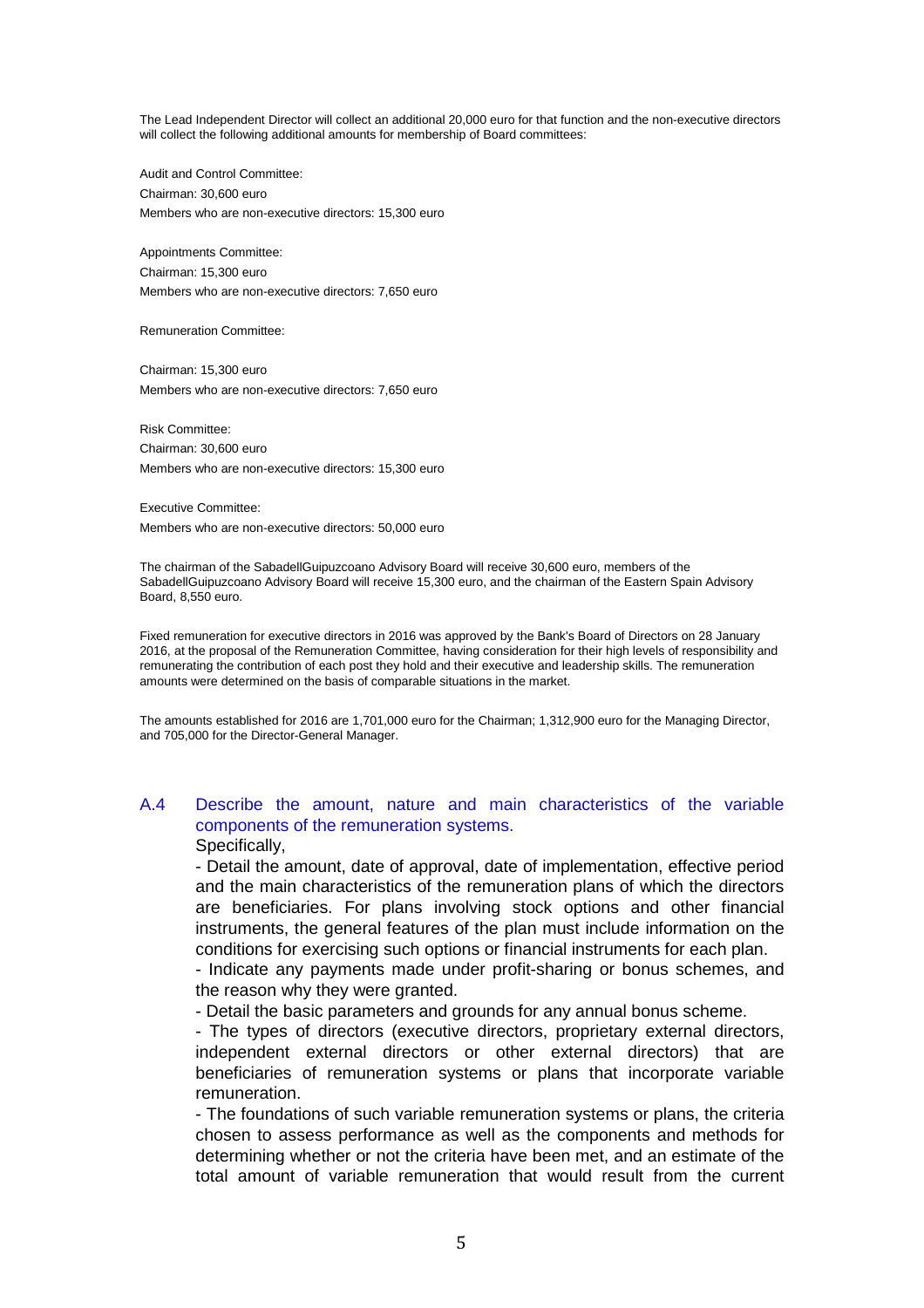The Lead Independent Director will collect an additional 20,000 euro for that function and the non-executive directors will collect the following additional amounts for membership of Board committees:

Audit and Control Committee:
Chairman: 30,600 euro
Members who are non-executive directors: 15,300 euro

Appointments Committee:
Chairman: 15,300 euro
Members who are non-executive directors: 7,650 euro

Remuneration Committee:

Chairman: 15,300 euro
Members who are non-executive directors: 7,650 euro

Risk Committee:
Chairman: 30,600 euro
Members who are non-executive directors: 15,300 euro

Executive Committee:
Members who are non-executive directors: 50,000 euro

The chairman of the SabadellGuipuzcoano Advisory Board will receive 30,600 euro, members of the SabadellGuipuzcoano Advisory Board will receive 15,300 euro, and the chairman of the Eastern Spain Advisory Board, 8,550 euro.

Fixed remuneration for executive directors in 2016 was approved by the Bank's Board of Directors on 28 January 2016, at the proposal of the Remuneration Committee, having consideration for their high levels of responsibility and remunerating the contribution of each post they hold and their executive and leadership skills. The remuneration amounts were determined on the basis of comparable situations in the market.

The amounts established for 2016 are 1,701,000 euro for the Chairman; 1,312,900 euro for the Managing Director, and 705,000 for the Director-General Manager.

## A.4 Describe the amount, nature and main characteristics of the variable components of the remuneration systems.

Specifically,

- Detail the amount, date of approval, date of implementation, effective period and the main characteristics of the remuneration plans of which the directors are beneficiaries. For plans involving stock options and other financial instruments, the general features of the plan must include information on the conditions for exercising such options or financial instruments for each plan.
- Indicate any payments made under profit-sharing or bonus schemes, and the reason why they were granted.
- Detail the basic parameters and grounds for any annual bonus scheme.
- The types of directors (executive directors, proprietary external directors, independent external directors or other external directors) that are beneficiaries of remuneration systems or plans that incorporate variable remuneration.
- The foundations of such variable remuneration systems or plans, the criteria chosen to assess performance as well as the components and methods for determining whether or not the criteria have been met, and an estimate of the total amount of variable remuneration that would result from the current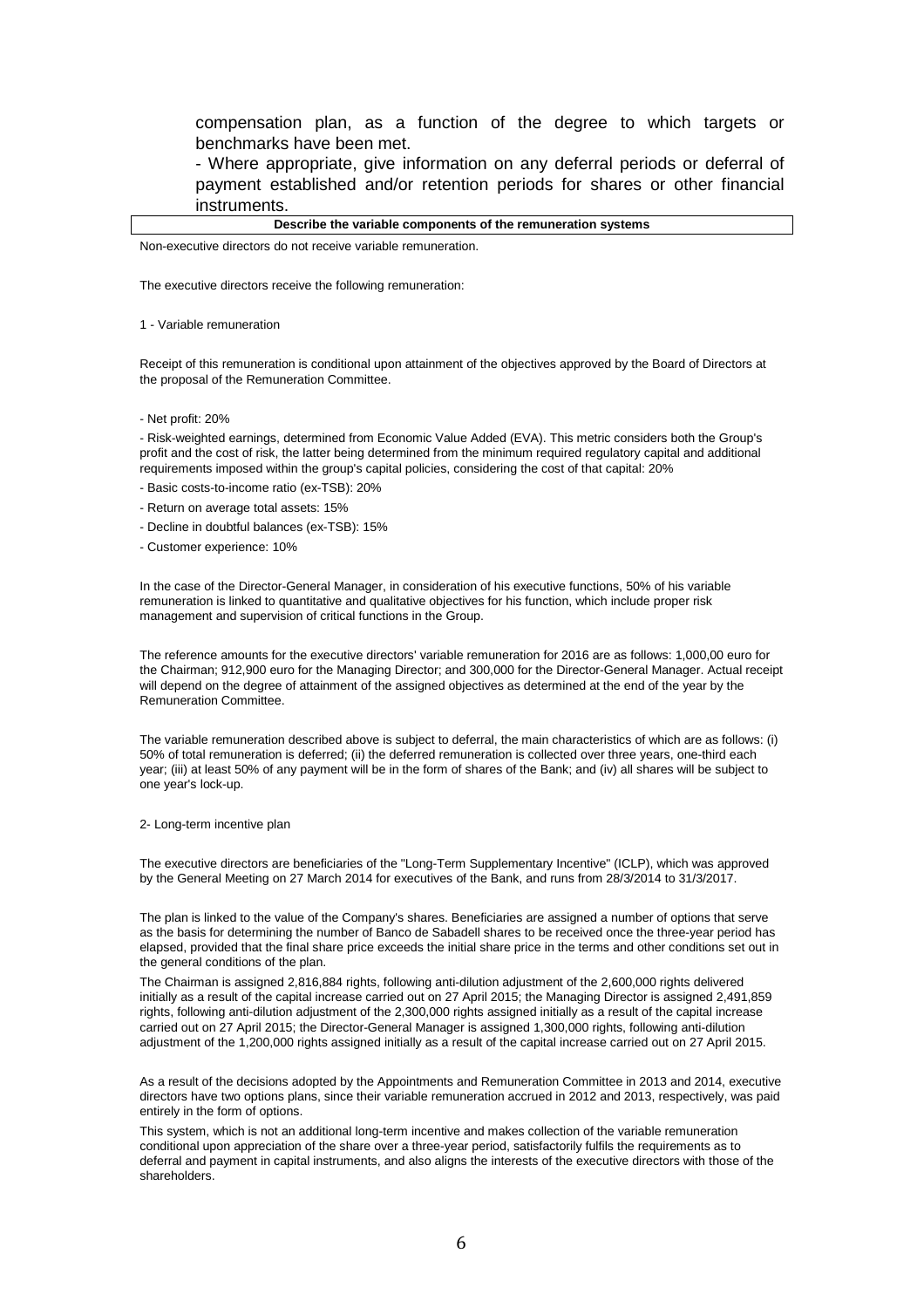compensation plan, as a function of the degree to which targets or benchmarks have been met.

- Where appropriate, give information on any deferral periods or deferral of payment established and/or retention periods for shares or other financial instruments.

| Describe the variable components of the remuneration systems |
| --- |

Non-executive directors do not receive variable remuneration.

The executive directors receive the following remuneration:

1 - Variable remuneration

Receipt of this remuneration is conditional upon attainment of the objectives approved by the Board of Directors at the proposal of the Remuneration Committee.

- Net profit: 20%
- Risk-weighted earnings, determined from Economic Value Added (EVA). This metric considers both the Group's profit and the cost of risk, the latter being determined from the minimum required regulatory capital and additional requirements imposed within the group's capital policies, considering the cost of that capital: 20%
- Basic costs-to-income ratio (ex-TSB): 20%
- Return on average total assets: 15%
- Decline in doubtful balances (ex-TSB): 15%
- Customer experience: 10%

In the case of the Director-General Manager, in consideration of his executive functions, 50% of his variable remuneration is linked to quantitative and qualitative objectives for his function, which include proper risk management and supervision of critical functions in the Group.

The reference amounts for the executive directors' variable remuneration for 2016 are as follows: 1,000,00 euro for the Chairman; 912,900 euro for the Managing Director; and 300,000 for the Director-General Manager. Actual receipt will depend on the degree of attainment of the assigned objectives as determined at the end of the year by the Remuneration Committee.

The variable remuneration described above is subject to deferral, the main characteristics of which are as follows: (i) 50% of total remuneration is deferred; (ii) the deferred remuneration is collected over three years, one-third each year; (iii) at least 50% of any payment will be in the form of shares of the Bank; and (iv) all shares will be subject to one year's lock-up.

2- Long-term incentive plan

The executive directors are beneficiaries of the "Long-Term Supplementary Incentive" (ICLP), which was approved by the General Meeting on 27 March 2014 for executives of the Bank, and runs from 28/3/2014 to 31/3/2017.

The plan is linked to the value of the Company's shares. Beneficiaries are assigned a number of options that serve as the basis for determining the number of Banco de Sabadell shares to be received once the three-year period has elapsed, provided that the final share price exceeds the initial share price in the terms and other conditions set out in the general conditions of the plan.

The Chairman is assigned 2,816,884 rights, following anti-dilution adjustment of the 2,600,000 rights delivered initially as a result of the capital increase carried out on 27 April 2015; the Managing Director is assigned 2,491,859 rights, following anti-dilution adjustment of the 2,300,000 rights assigned initially as a result of the capital increase carried out on 27 April 2015; the Director-General Manager is assigned 1,300,000 rights, following anti-dilution adjustment of the 1,200,000 rights assigned initially as a result of the capital increase carried out on 27 April 2015.

As a result of the decisions adopted by the Appointments and Remuneration Committee in 2013 and 2014, executive directors have two options plans, since their variable remuneration accrued in 2012 and 2013, respectively, was paid entirely in the form of options.

This system, which is not an additional long-term incentive and makes collection of the variable remuneration conditional upon appreciation of the share over a three-year period, satisfactorily fulfils the requirements as to deferral and payment in capital instruments, and also aligns the interests of the executive directors with those of the shareholders.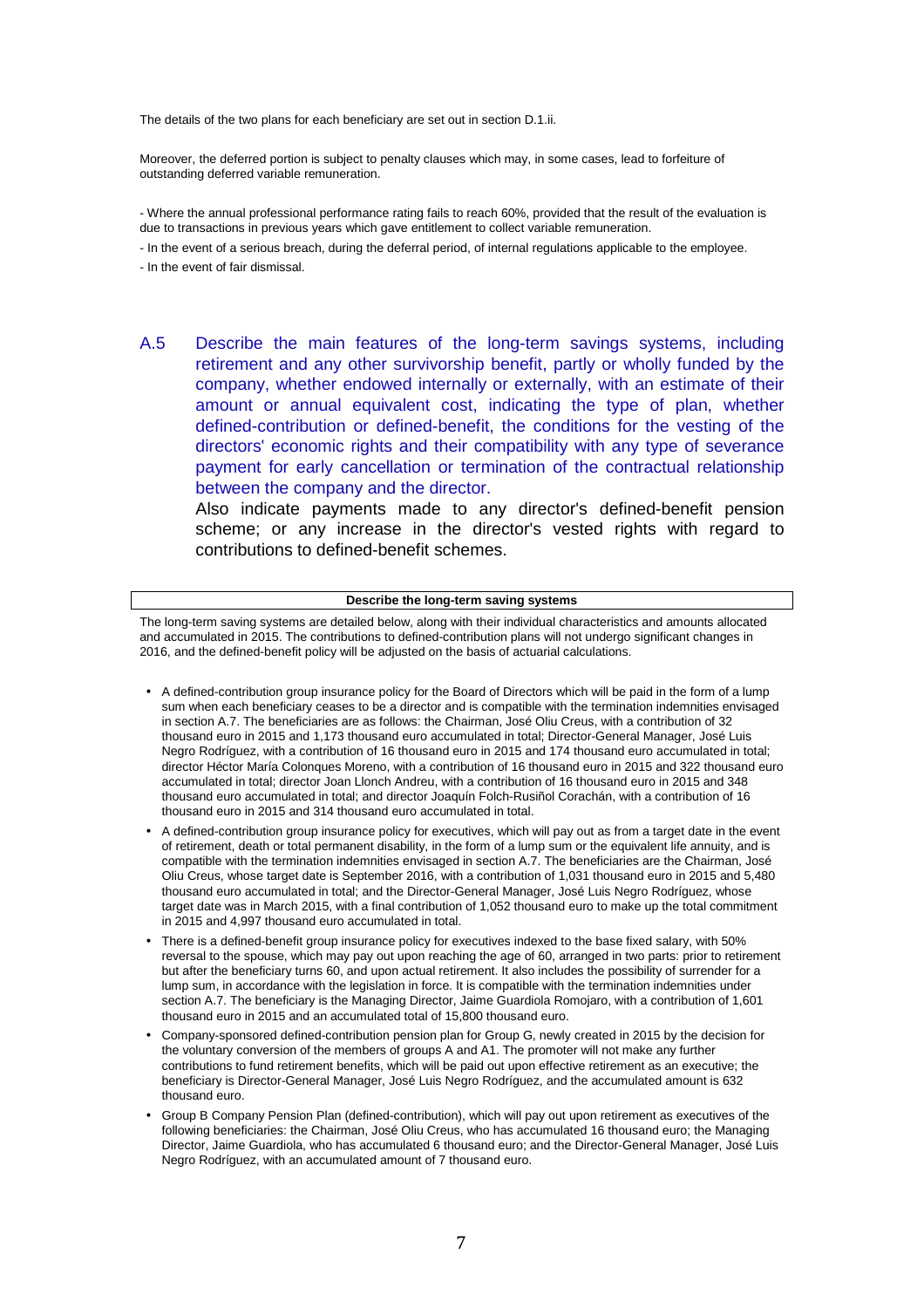The details of the two plans for each beneficiary are set out in section D.1.ii.

Moreover, the deferred portion is subject to penalty clauses which may, in some cases, lead to forfeiture of outstanding deferred variable remuneration.

- Where the annual professional performance rating fails to reach 60%, provided that the result of the evaluation is due to transactions in previous years which gave entitlement to collect variable remuneration.
- In the event of a serious breach, during the deferral period, of internal regulations applicable to the employee.
- In the event of fair dismissal.

## A.5 Describe the main features of the long-term savings systems, including retirement and any other survivorship benefit, partly or wholly funded by the company, whether endowed internally or externally, with an estimate of their amount or annual equivalent cost, indicating the type of plan, whether defined-contribution or defined-benefit, the conditions for the vesting of the directors' economic rights and their compatibility with any type of severance payment for early cancellation or termination of the contractual relationship between the company and the director.

Also indicate payments made to any director's defined-benefit pension scheme; or any increase in the director's vested rights with regard to contributions to defined-benefit schemes.

| Describe the long-term saving systems |
|---|

The long-term saving systems are detailed below, along with their individual characteristics and amounts allocated and accumulated in 2015. The contributions to defined-contribution plans will not undergo significant changes in 2016, and the defined-benefit policy will be adjusted on the basis of actuarial calculations.

- A defined-contribution group insurance policy for the Board of Directors which will be paid in the form of a lump sum when each beneficiary ceases to be a director and is compatible with the termination indemnities envisaged in section A.7. The beneficiaries are as follows: the Chairman, José Oliu Creus, with a contribution of 32 thousand euro in 2015 and 1,173 thousand euro accumulated in total; Director-General Manager, José Luis Negro Rodríguez, with a contribution of 16 thousand euro in 2015 and 174 thousand euro accumulated in total; director Héctor María Colonques Moreno, with a contribution of 16 thousand euro in 2015 and 322 thousand euro accumulated in total; director Joan Llonch Andreu, with a contribution of 16 thousand euro in 2015 and 348 thousand euro accumulated in total; and director Joaquín Folch-Rusiñol Corachán, with a contribution of 16 thousand euro in 2015 and 314 thousand euro accumulated in total.
- A defined-contribution group insurance policy for executives, which will pay out as from a target date in the event of retirement, death or total permanent disability, in the form of a lump sum or the equivalent life annuity, and is compatible with the termination indemnities envisaged in section A.7. The beneficiaries are the Chairman, José Oliu Creus, whose target date is September 2016, with a contribution of 1,031 thousand euro in 2015 and 5,480 thousand euro accumulated in total; and the Director-General Manager, José Luis Negro Rodríguez, whose target date was in March 2015, with a final contribution of 1,052 thousand euro to make up the total commitment in 2015 and 4,997 thousand euro accumulated in total.
- There is a defined-benefit group insurance policy for executives indexed to the base fixed salary, with 50% reversal to the spouse, which may pay out upon reaching the age of 60, arranged in two parts: prior to retirement but after the beneficiary turns 60, and upon actual retirement. It also includes the possibility of surrender for a lump sum, in accordance with the legislation in force. It is compatible with the termination indemnities under section A.7. The beneficiary is the Managing Director, Jaime Guardiola Romojaro, with a contribution of 1,601 thousand euro in 2015 and an accumulated total of 15,800 thousand euro.
- Company-sponsored defined-contribution pension plan for Group G, newly created in 2015 by the decision for the voluntary conversion of the members of groups A and A1. The promoter will not make any further contributions to fund retirement benefits, which will be paid out upon effective retirement as an executive; the beneficiary is Director-General Manager, José Luis Negro Rodríguez, and the accumulated amount is 632 thousand euro.
- Group B Company Pension Plan (defined-contribution), which will pay out upon retirement as executives of the following beneficiaries: the Chairman, José Oliu Creus, who has accumulated 16 thousand euro; the Managing Director, Jaime Guardiola, who has accumulated 6 thousand euro; and the Director-General Manager, José Luis Negro Rodríguez, with an accumulated amount of 7 thousand euro.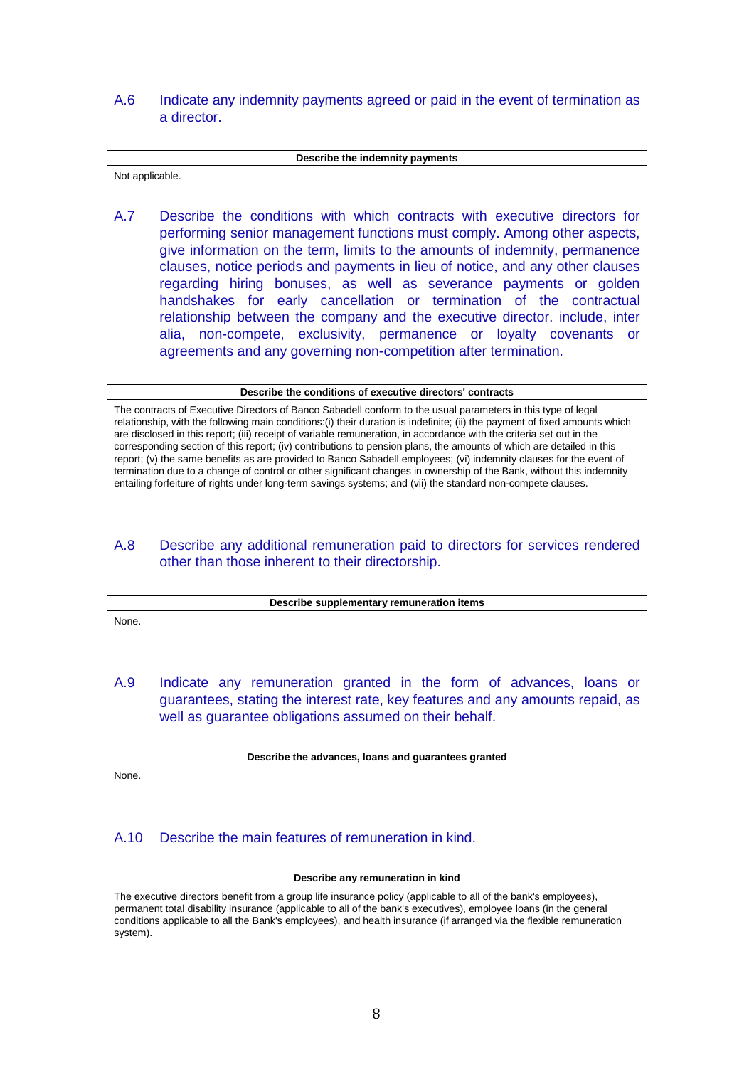## A.6 Indicate any indemnity payments agreed or paid in the event of termination as a director.

| Describe the indemnity payments |
|---|

Not applicable.

## A.7 Describe the conditions with which contracts with executive directors for performing senior management functions must comply. Among other aspects, give information on the term, limits to the amounts of indemnity, permanence clauses, notice periods and payments in lieu of notice, and any other clauses regarding hiring bonuses, as well as severance payments or golden handshakes for early cancellation or termination of the contractual relationship between the company and the executive director. include, inter alia, non-compete, exclusivity, permanence or loyalty covenants or agreements and any governing non-competition after termination.

| Describe the conditions of executive directors' contracts |
|---|

The contracts of Executive Directors of Banco Sabadell conform to the usual parameters in this type of legal relationship, with the following main conditions:(i) their duration is indefinite; (ii) the payment of fixed amounts which are disclosed in this report; (iii) receipt of variable remuneration, in accordance with the criteria set out in the corresponding section of this report; (iv) contributions to pension plans, the amounts of which are detailed in this report; (v) the same benefits as are provided to Banco Sabadell employees; (vi) indemnity clauses for the event of termination due to a change of control or other significant changes in ownership of the Bank, without this indemnity entailing forfeiture of rights under long-term savings systems; and (vii) the standard non-compete clauses.

## A.8 Describe any additional remuneration paid to directors for services rendered other than those inherent to their directorship.

| Describe supplementary remuneration items |
|---|

None.

## A.9 Indicate any remuneration granted in the form of advances, loans or guarantees, stating the interest rate, key features and any amounts repaid, as well as guarantee obligations assumed on their behalf.

| Describe the advances, loans and guarantees granted |
|---|

None.

## A.10 Describe the main features of remuneration in kind.

| Describe any remuneration in kind |
|---|

The executive directors benefit from a group life insurance policy (applicable to all of the bank's employees), permanent total disability insurance (applicable to all of the bank's executives), employee loans (in the general conditions applicable to all the Bank's employees), and health insurance (if arranged via the flexible remuneration system).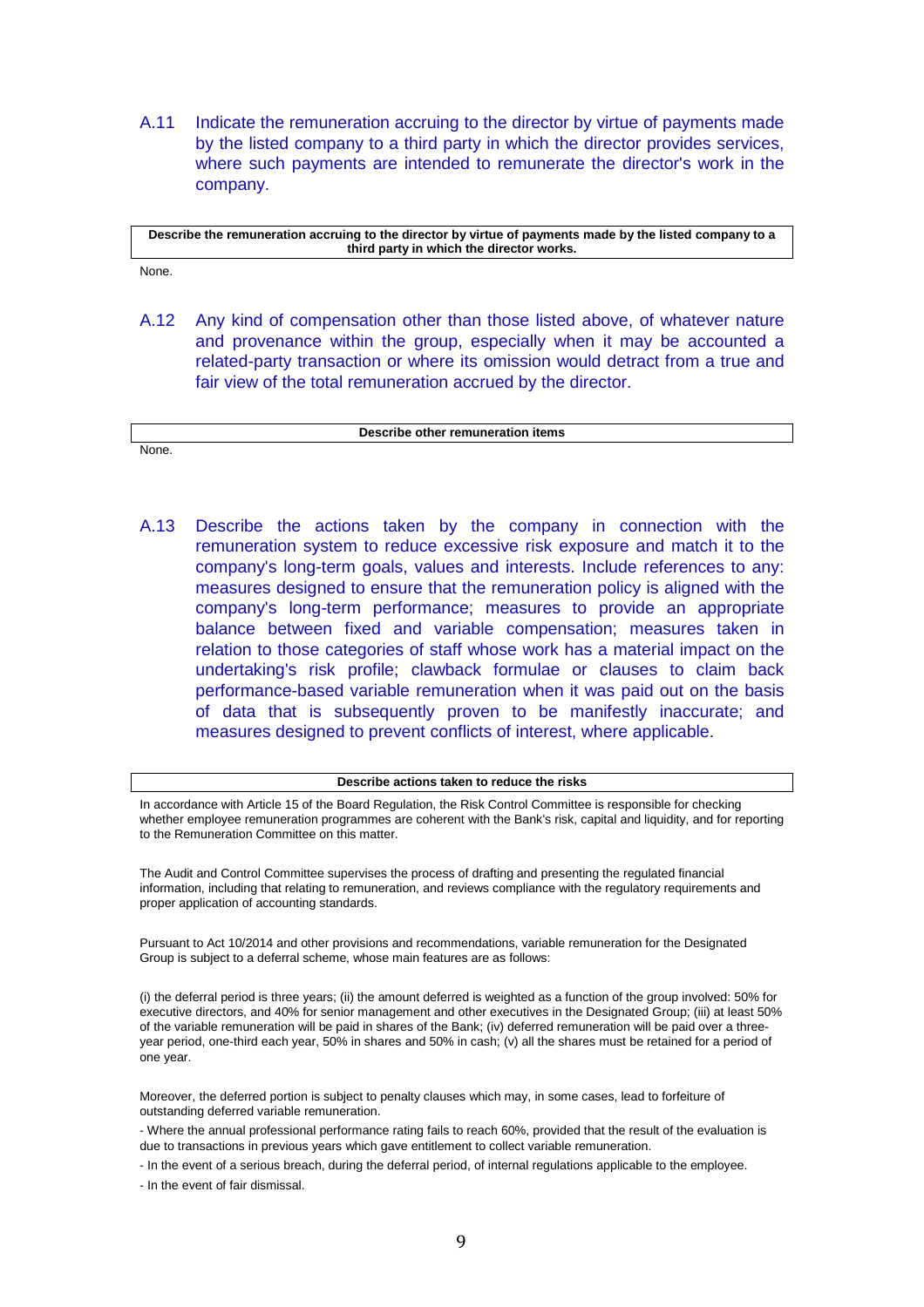**A.11** Indicate the remuneration accruing to the director by virtue of payments made by the listed company to a third party in which the director provides services, where such payments are intended to remunerate the director's work in the company.

| Describe the remuneration accruing to the director by virtue of payments made by the listed company to a third party in which the director works. |
| --- |

None.

**A.12** Any kind of compensation other than those listed above, of whatever nature and provenance within the group, especially when it may be accounted a related-party transaction or where its omission would detract from a true and fair view of the total remuneration accrued by the director.

| Describe other remuneration items |
| --- |

None.

**A.13** Describe the actions taken by the company in connection with the remuneration system to reduce excessive risk exposure and match it to the company's long-term goals, values and interests. Include references to any: measures designed to ensure that the remuneration policy is aligned with the company's long-term performance; measures to provide an appropriate balance between fixed and variable compensation; measures taken in relation to those categories of staff whose work has a material impact on the undertaking's risk profile; clawback formulae or clauses to claim back performance-based variable remuneration when it was paid out on the basis of data that is subsequently proven to be manifestly inaccurate; and measures designed to prevent conflicts of interest, where applicable.

| Describe actions taken to reduce the risks |
| --- |

In accordance with Article 15 of the Board Regulation, the Risk Control Committee is responsible for checking whether employee remuneration programmes are coherent with the Bank's risk, capital and liquidity, and for reporting to the Remuneration Committee on this matter.

The Audit and Control Committee supervises the process of drafting and presenting the regulated financial information, including that relating to remuneration, and reviews compliance with the regulatory requirements and proper application of accounting standards.

Pursuant to Act 10/2014 and other provisions and recommendations, variable remuneration for the Designated Group is subject to a deferral scheme, whose main features are as follows:

(i) the deferral period is three years; (ii) the amount deferred is weighted as a function of the group involved: 50% for executive directors, and 40% for senior management and other executives in the Designated Group; (iii) at least 50% of the variable remuneration will be paid in shares of the Bank; (iv) deferred remuneration will be paid over a three-year period, one-third each year, 50% in shares and 50% in cash; (v) all the shares must be retained for a period of one year.

Moreover, the deferred portion is subject to penalty clauses which may, in some cases, lead to forfeiture of outstanding deferred variable remuneration.

- Where the annual professional performance rating fails to reach 60%, provided that the result of the evaluation is due to transactions in previous years which gave entitlement to collect variable remuneration.
- In the event of a serious breach, during the deferral period, of internal regulations applicable to the employee.
- In the event of fair dismissal.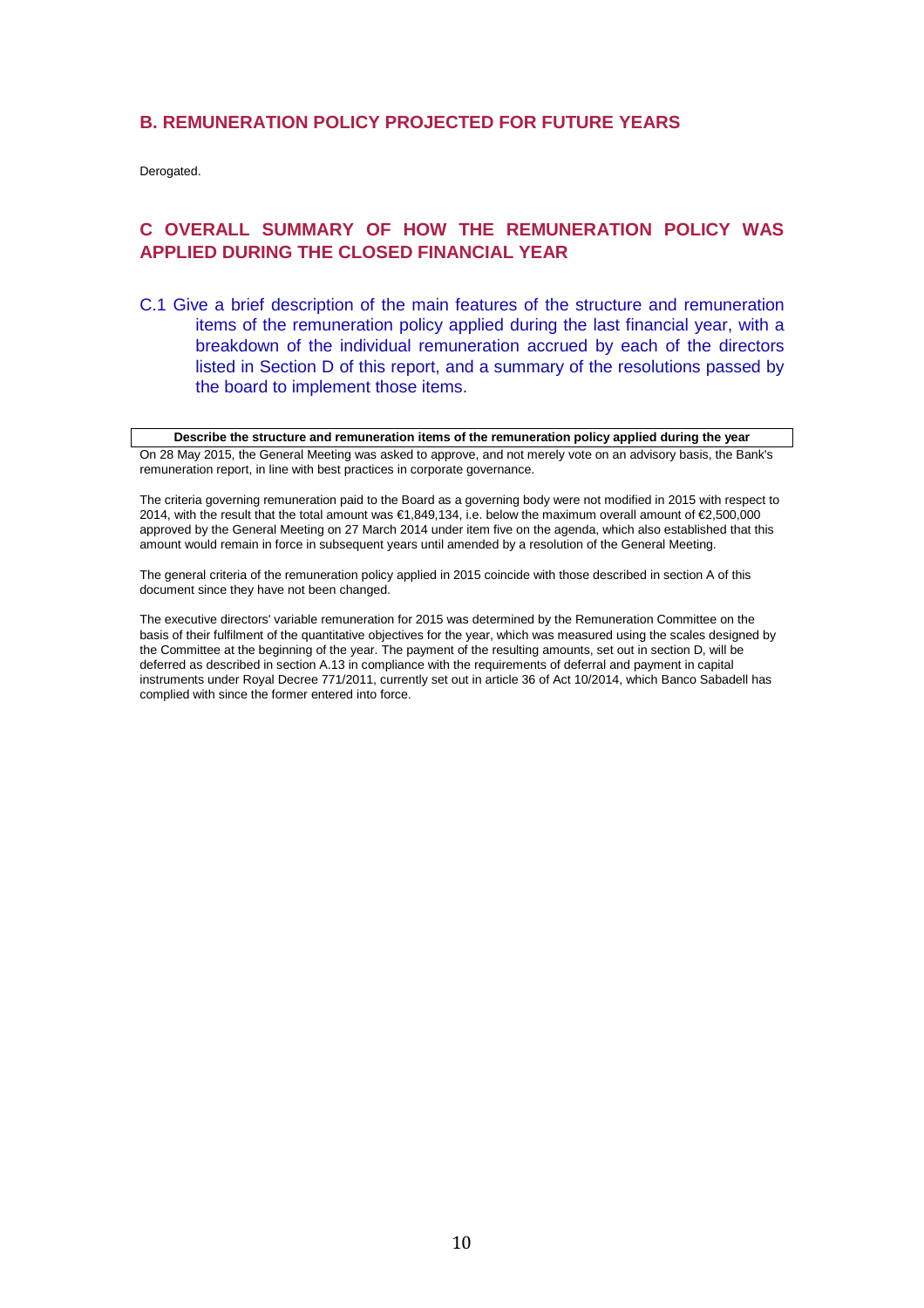## B. REMUNERATION POLICY PROJECTED FOR FUTURE YEARS

Derogated.

## C OVERALL SUMMARY OF HOW THE REMUNERATION POLICY WAS APPLIED DURING THE CLOSED FINANCIAL YEAR

C.1 Give a brief description of the main features of the structure and remuneration items of the remuneration policy applied during the last financial year, with a breakdown of the individual remuneration accrued by each of the directors listed in Section D of this report, and a summary of the resolutions passed by the board to implement those items.

| Describe the structure and remuneration items of the remuneration policy applied during the year |
|---|

On 28 May 2015, the General Meeting was asked to approve, and not merely vote on an advisory basis, the Bank's remuneration report, in line with best practices in corporate governance.

The criteria governing remuneration paid to the Board as a governing body were not modified in 2015 with respect to 2014, with the result that the total amount was €1,849,134, i.e. below the maximum overall amount of €2,500,000 approved by the General Meeting on 27 March 2014 under item five on the agenda, which also established that this amount would remain in force in subsequent years until amended by a resolution of the General Meeting.

The general criteria of the remuneration policy applied in 2015 coincide with those described in section A of this document since they have not been changed.

The executive directors' variable remuneration for 2015 was determined by the Remuneration Committee on the basis of their fulfilment of the quantitative objectives for the year, which was measured using the scales designed by the Committee at the beginning of the year. The payment of the resulting amounts, set out in section D, will be deferred as described in section A.13 in compliance with the requirements of deferral and payment in capital instruments under Royal Decree 771/2011, currently set out in article 36 of Act 10/2014, which Banco Sabadell has complied with since the former entered into force.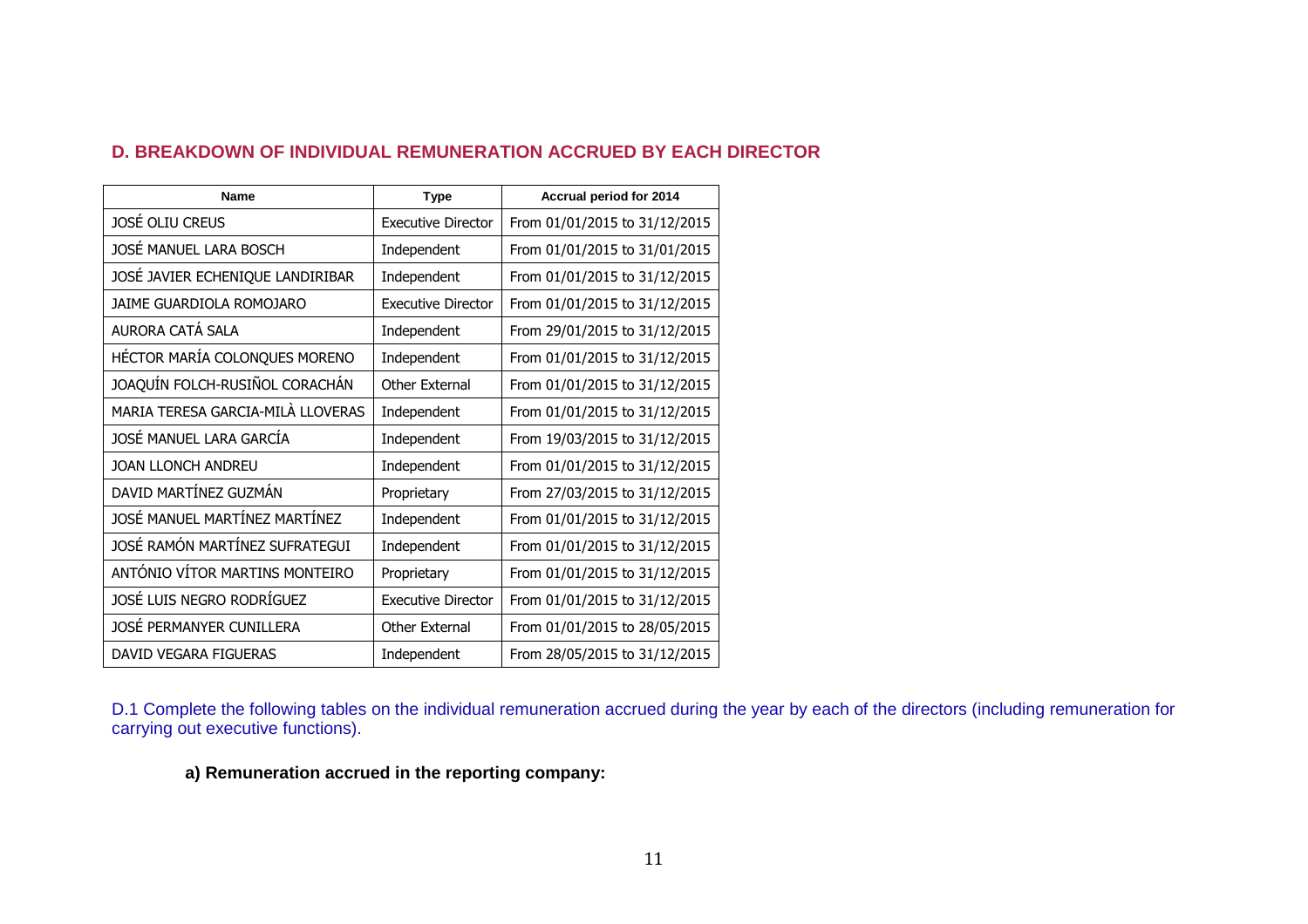## D. BREAKDOWN OF INDIVIDUAL REMUNERATION ACCRUED BY EACH DIRECTOR

| Name | Type | Accrual period for 2014 |
|---|---|---|
| JOSÉ OLIU CREUS | Executive Director | From 01/01/2015 to 31/12/2015 |
| JOSÉ MANUEL LARA BOSCH | Independent | From 01/01/2015 to 31/01/2015 |
| JOSÉ JAVIER ECHENIQUE LANDIRIBAR | Independent | From 01/01/2015 to 31/12/2015 |
| JAIME GUARDIOLA ROMOJARO | Executive Director | From 01/01/2015 to 31/12/2015 |
| AURORA CATÁ SALA | Independent | From 29/01/2015 to 31/12/2015 |
| HÉCTOR MARÍA COLONQUES MORENO | Independent | From 01/01/2015 to 31/12/2015 |
| JOAQUÍN FOLCH-RUSIÑOL CORACHÁN | Other External | From 01/01/2015 to 31/12/2015 |
| MARIA TERESA GARCIA-MILÀ LLOVERAS | Independent | From 01/01/2015 to 31/12/2015 |
| JOSÉ MANUEL LARA GARCÍA | Independent | From 19/03/2015 to 31/12/2015 |
| JOAN LLONCH ANDREU | Independent | From 01/01/2015 to 31/12/2015 |
| DAVID MARTÍNEZ GUZMÁN | Proprietary | From 27/03/2015 to 31/12/2015 |
| JOSÉ MANUEL MARTÍNEZ MARTÍNEZ | Independent | From 01/01/2015 to 31/12/2015 |
| JOSÉ RAMÓN MARTÍNEZ SUFRATEGUI | Independent | From 01/01/2015 to 31/12/2015 |
| ANTÓNIO VÍTOR MARTINS MONTEIRO | Proprietary | From 01/01/2015 to 31/12/2015 |
| JOSÉ LUIS NEGRO RODRÍGUEZ | Executive Director | From 01/01/2015 to 31/12/2015 |
| JOSÉ PERMANYER CUNILLERA | Other External | From 01/01/2015 to 28/05/2015 |
| DAVID VEGARA FIGUERAS | Independent | From 28/05/2015 to 31/12/2015 |

D.1 Complete the following tables on the individual remuneration accrued during the year by each of the directors (including remuneration for carrying out executive functions).

**a) Remuneration accrued in the reporting company:**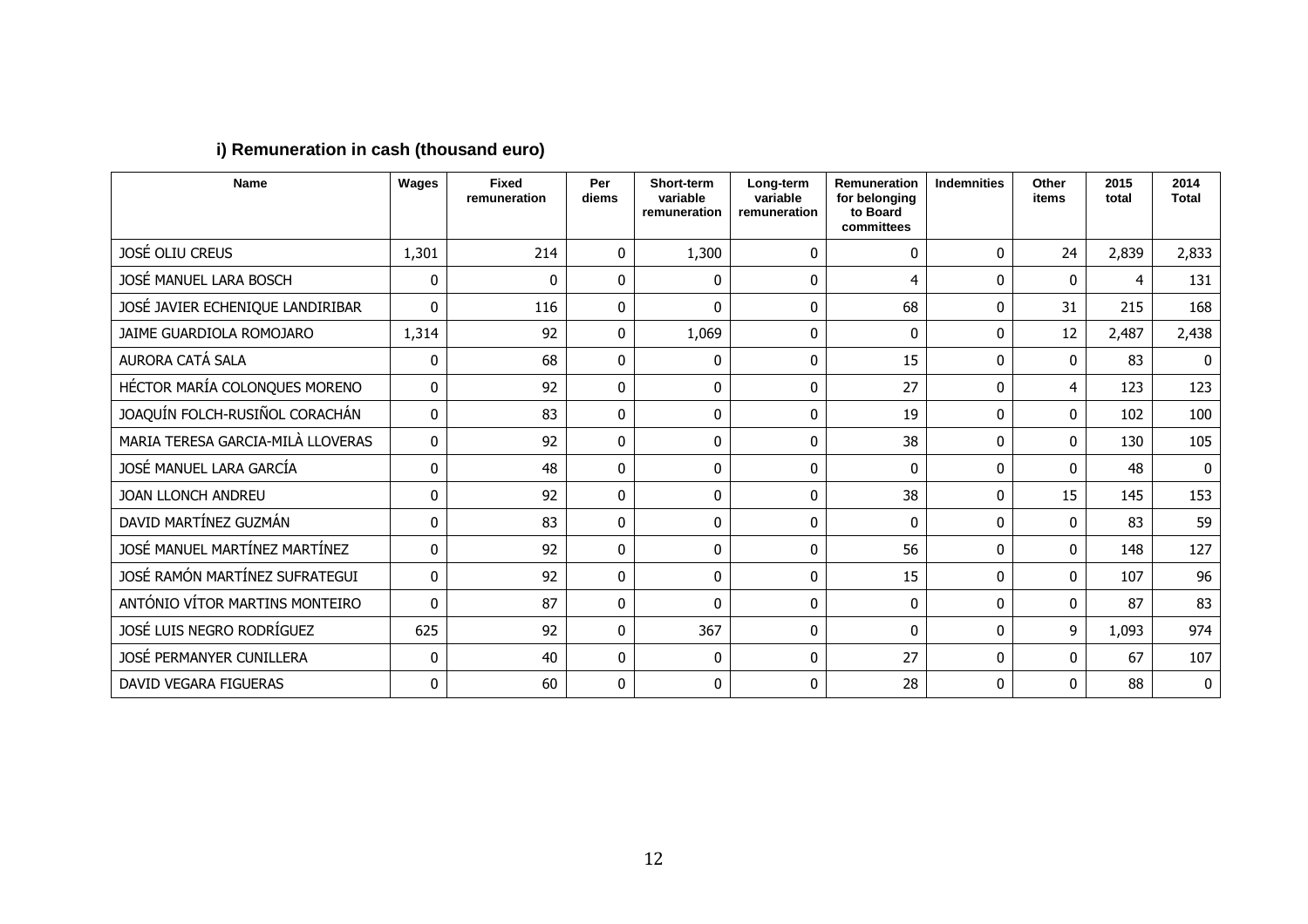### i) Remuneration in cash (thousand euro)

| Name | Wages | Fixed remuneration | Per diems | Short-term variable remuneration | Long-term variable remuneration | Remuneration for belonging to Board committees | Indemnities | Other items | 2015 total | 2014 Total |
|---|---|---|---|---|---|---|---|---|---|---|
| JOSÉ OLIU CREUS | 1,301 | 214 | 0 | 1,300 | 0 | 0 | 0 | 24 | 2,839 | 2,833 |
| JOSÉ MANUEL LARA BOSCH | 0 | 0 | 0 | 0 | 0 | 4 | 0 | 0 | 4 | 131 |
| JOSÉ JAVIER ECHENIQUE LANDIRIBAR | 0 | 116 | 0 | 0 | 0 | 68 | 0 | 31 | 215 | 168 |
| JAIME GUARDIOLA ROMOJARO | 1,314 | 92 | 0 | 1,069 | 0 | 0 | 0 | 12 | 2,487 | 2,438 |
| AURORA CATÁ SALA | 0 | 68 | 0 | 0 | 0 | 15 | 0 | 0 | 83 | 0 |
| HÉCTOR MARÍA COLONQUES MORENO | 0 | 92 | 0 | 0 | 0 | 27 | 0 | 4 | 123 | 123 |
| JOAQUÍN FOLCH-RUSIÑOL CORACHÁN | 0 | 83 | 0 | 0 | 0 | 19 | 0 | 0 | 102 | 100 |
| MARIA TERESA GARCIA-MILÀ LLOVERAS | 0 | 92 | 0 | 0 | 0 | 38 | 0 | 0 | 130 | 105 |
| JOSÉ MANUEL LARA GARCÍA | 0 | 48 | 0 | 0 | 0 | 0 | 0 | 0 | 48 | 0 |
| JOAN LLONCH ANDREU | 0 | 92 | 0 | 0 | 0 | 38 | 0 | 15 | 145 | 153 |
| DAVID MARTÍNEZ GUZMÁN | 0 | 83 | 0 | 0 | 0 | 0 | 0 | 0 | 83 | 59 |
| JOSÉ MANUEL MARTÍNEZ MARTÍNEZ | 0 | 92 | 0 | 0 | 0 | 56 | 0 | 0 | 148 | 127 |
| JOSÉ RAMÓN MARTÍNEZ SUFRATEGUI | 0 | 92 | 0 | 0 | 0 | 15 | 0 | 0 | 107 | 96 |
| ANTÓNIO VÍTOR MARTINS MONTEIRO | 0 | 87 | 0 | 0 | 0 | 0 | 0 | 0 | 87 | 83 |
| JOSÉ LUIS NEGRO RODRÍGUEZ | 625 | 92 | 0 | 367 | 0 | 0 | 0 | 9 | 1,093 | 974 |
| JOSÉ PERMANYER CUNILLERA | 0 | 40 | 0 | 0 | 0 | 27 | 0 | 0 | 67 | 107 |
| DAVID VEGARA FIGUERAS | 0 | 60 | 0 | 0 | 0 | 28 | 0 | 0 | 88 | 0 |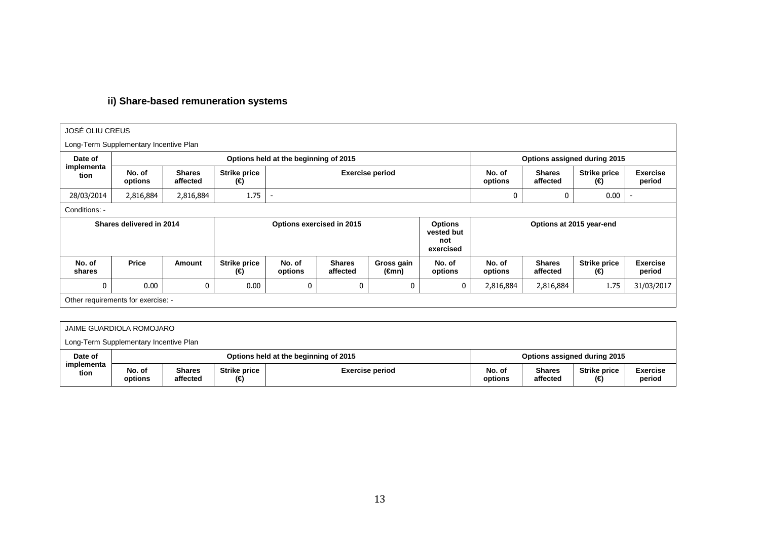### ii) Share-based remuneration systems

| JOSÉ OLIU CREUS | | | | | | | | | | | |
|---|---|---|---|---|---|---|---|---|---|---|---|
| Long-Term Supplementary Incentive Plan | | | | | | | | | | | |
| Date of implementation | Options held at the beginning of 2015 | | | | | | | Options assigned during 2015 | | | |
| | No. of options | Shares affected | Strike price (€) | Exercise period | | | | No. of options | Shares affected | Strike price (€) | Exercise period |
| 28/03/2014 | 2,816,884 | 2,816,884 | 1.75 | - | | | | 0 | 0 | 0.00 | - |
| Conditions: - | | | | | | | | | | | |
| Shares delivered in 2014 | | | Options exercised in 2015 | | | | Options vested but not exercised | Options at 2015 year-end | | | |
| No. of shares | Price | Amount | Strike price (€) | No. of options | Shares affected | Gross gain (€mn) | No. of options | No. of options | Shares affected | Strike price (€) | Exercise period |
| 0 | 0.00 | 0 | 0.00 | 0 | 0 | 0 | 0 | 2,816,884 | 2,816,884 | 1.75 | 31/03/2017 |
| Other requirements for exercise: - | | | | | | | | | | | |

| JAIME GUARDIOLA ROMOJARO | | | | | | | | | | | |
|---|---|---|---|---|---|---|---|---|---|---|---|
| Long-Term Supplementary Incentive Plan | | | | | | | | | | | |
| Date of implementation | Options held at the beginning of 2015 | | | | | | | Options assigned during 2015 | | | |
| | No. of options | Shares affected | Strike price (€) | Exercise period | | | | No. of options | Shares affected | Strike price (€) | Exercise period |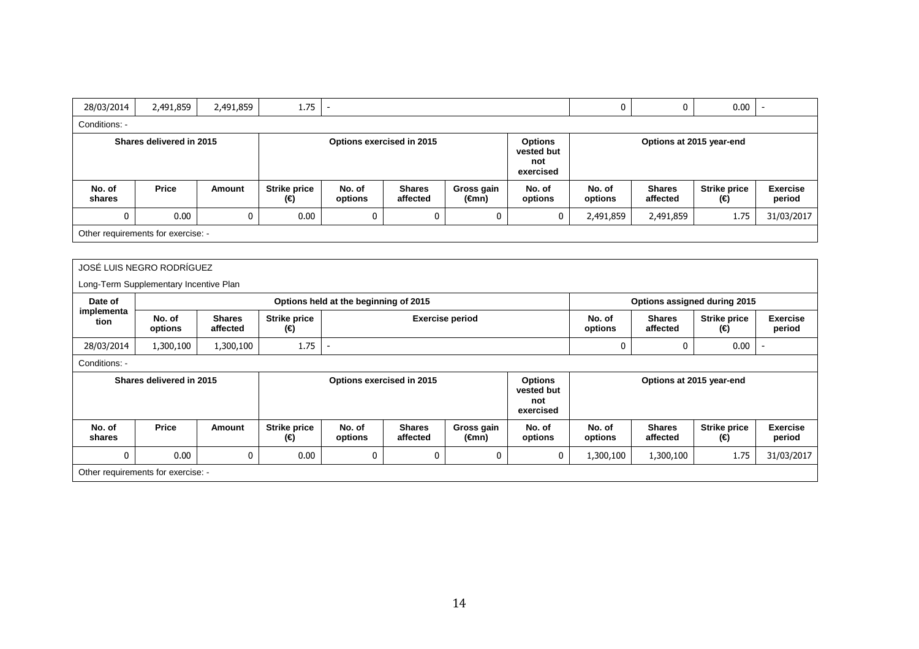| 28/03/2014 | 2,491,859 | 2,491,859 | 1.75 | - | | | | 0 | 0 | 0.00 | - |
|---|---|---|---|---|---|---|---|---|---|---|---|
| Conditions: - | | | | | | | | | | | |
| **Shares delivered in 2015** | | | **Options exercised in 2015** | | | | **Options vested but not exercised** | **Options at 2015 year-end** | | | |
| **No. of shares** | **Price** | **Amount** | **Strike price (€)** | **No. of options** | **Shares affected** | **Gross gain (€mn)** | **No. of options** | **No. of options** | **Shares affected** | **Strike price (€)** | **Exercise period** |
| 0 | 0.00 | 0 | 0.00 | 0 | 0 | 0 | 0 | 2,491,859 | 2,491,859 | 1.75 | 31/03/2017 |
| Other requirements for exercise: - | | | | | | | | | | | |

JOSÉ LUIS NEGRO RODRÍGUEZ

Long-Term Supplementary Incentive Plan

| **Date of implementation** | **Options held at the beginning of 2015** | | | | | | | **Options assigned during 2015** | | | |
|---|---|---|---|---|---|---|---|---|---|---|---|
| | **No. of options** | **Shares affected** | **Strike price (€)** | **Exercise period** | | | | **No. of options** | **Shares affected** | **Strike price (€)** | **Exercise period** |
| 28/03/2014 | 1,300,100 | 1,300,100 | 1.75 | - | | | | 0 | 0 | 0.00 | - |
| Conditions: - | | | | | | | | | | | |
| **Shares delivered in 2015** | | | **Options exercised in 2015** | | | | **Options vested but not exercised** | **Options at 2015 year-end** | | | |
| **No. of shares** | **Price** | **Amount** | **Strike price (€)** | **No. of options** | **Shares affected** | **Gross gain (€mn)** | **No. of options** | **No. of options** | **Shares affected** | **Strike price (€)** | **Exercise period** |
| 0 | 0.00 | 0 | 0.00 | 0 | 0 | 0 | 0 | 1,300,100 | 1,300,100 | 1.75 | 31/03/2017 |
| Other requirements for exercise: - | | | | | | | | | | | |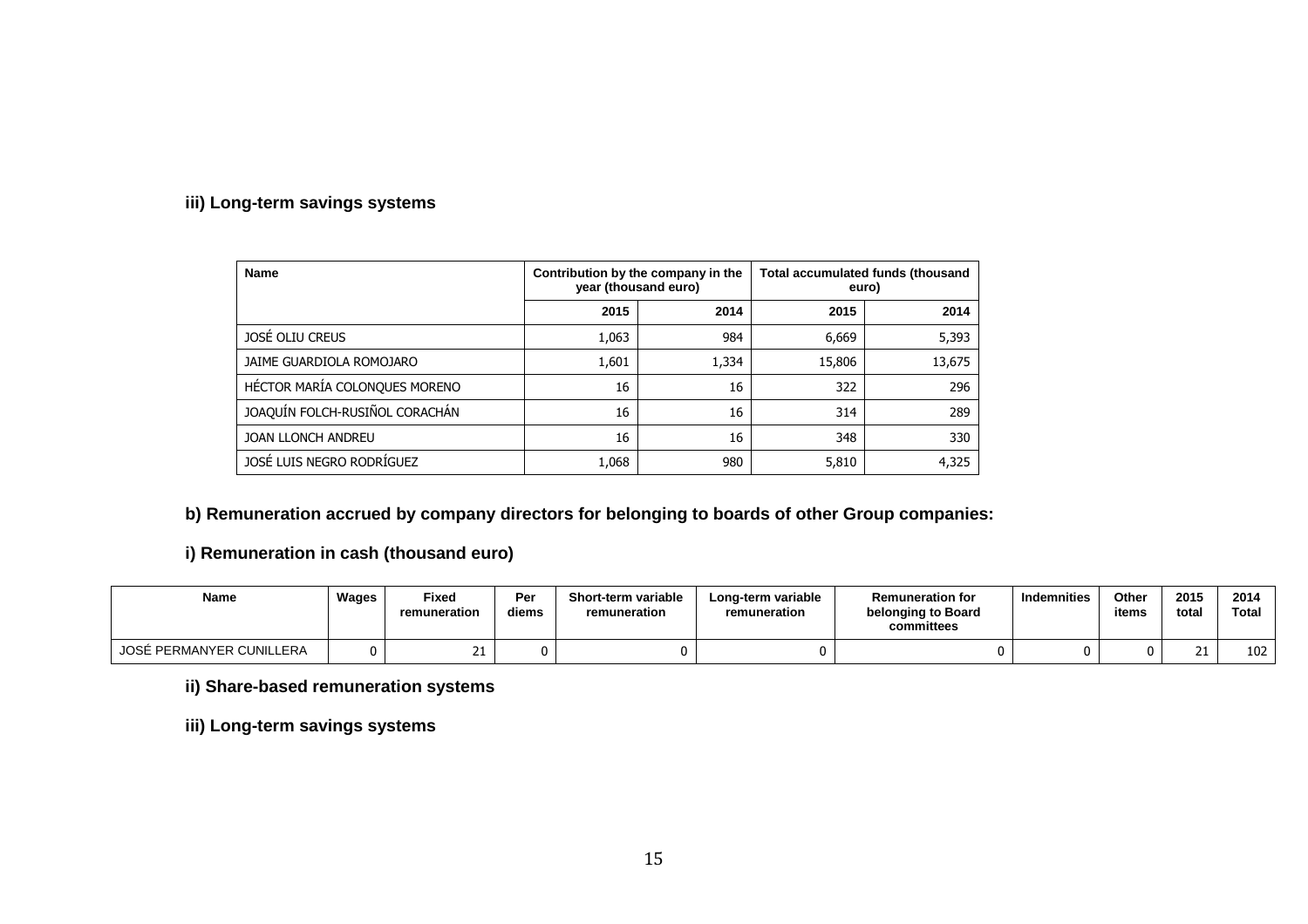### iii) Long-term savings systems

| Name | Contribution by the company in the year (thousand euro) | | Total accumulated funds (thousand euro) | |
|---|---|---|---|---|
| | 2015 | 2014 | 2015 | 2014 |
| JOSÉ OLIU CREUS | 1,063 | 984 | 6,669 | 5,393 |
| JAIME GUARDIOLA ROMOJARO | 1,601 | 1,334 | 15,806 | 13,675 |
| HÉCTOR MARÍA COLONQUES MORENO | 16 | 16 | 322 | 296 |
| JOAQUÍN FOLCH-RUSIÑOL CORACHÁN | 16 | 16 | 314 | 289 |
| JOAN LLONCH ANDREU | 16 | 16 | 348 | 330 |
| JOSÉ LUIS NEGRO RODRÍGUEZ | 1,068 | 980 | 5,810 | 4,325 |

### b) Remuneration accrued by company directors for belonging to boards of other Group companies:

### i) Remuneration in cash (thousand euro)

| Name | Wages | Fixed remuneration | Per diems | Short-term variable remuneration | Long-term variable remuneration | Remuneration for belonging to Board committees | Indemnities | Other items | 2015 total | 2014 Total |
|---|---|---|---|---|---|---|---|---|---|---|
| JOSÉ PERMANYER CUNILLERA | 0 | 21 | 0 | 0 | 0 | 0 | 0 | 0 | 21 | 102 |

### ii) Share-based remuneration systems

### iii) Long-term savings systems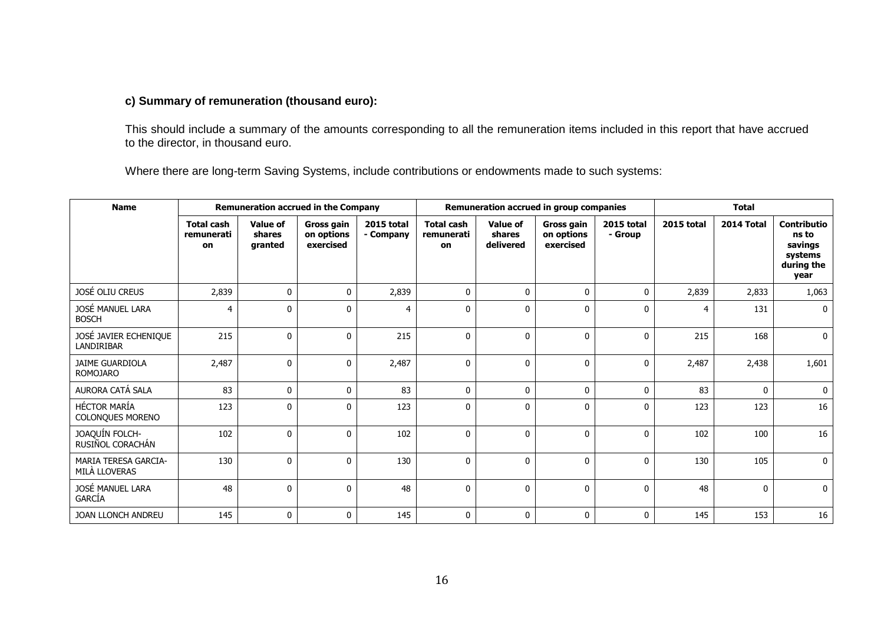**c) Summary of remuneration (thousand euro):**

This should include a summary of the amounts corresponding to all the remuneration items included in this report that have accrued to the director, in thousand euro.

Where there are long-term Saving Systems, include contributions or endowments made to such systems:

| Name | Remuneration accrued in the Company | | | | Remuneration accrued in group companies | | | | Total | | |
|---|---|---|---|---|---|---|---|---|---|---|---|
| | Total cash remuneration | Value of shares granted | Gross gain on options exercised | 2015 total - Company | Total cash remuneration | Value of shares delivered | Gross gain on options exercised | 2015 total - Group | 2015 total | 2014 Total | Contributions to savings systems during the year |
| JOSÉ OLIU CREUS | 2,839 | 0 | 0 | 2,839 | 0 | 0 | 0 | 0 | 2,839 | 2,833 | 1,063 |
| JOSÉ MANUEL LARA BOSCH | 4 | 0 | 0 | 4 | 0 | 0 | 0 | 0 | 4 | 131 | 0 |
| JOSÉ JAVIER ECHENIQUE LANDIRIBAR | 215 | 0 | 0 | 215 | 0 | 0 | 0 | 0 | 215 | 168 | 0 |
| JAIME GUARDIOLA ROMOJARO | 2,487 | 0 | 0 | 2,487 | 0 | 0 | 0 | 0 | 2,487 | 2,438 | 1,601 |
| AURORA CATÁ SALA | 83 | 0 | 0 | 83 | 0 | 0 | 0 | 0 | 83 | 0 | 0 |
| HÉCTOR MARÍA COLONQUES MORENO | 123 | 0 | 0 | 123 | 0 | 0 | 0 | 0 | 123 | 123 | 16 |
| JOAQUÍN FOLCH-RUSIÑOL CORACHÁN | 102 | 0 | 0 | 102 | 0 | 0 | 0 | 0 | 102 | 100 | 16 |
| MARIA TERESA GARCIA-MILÀ LLOVERAS | 130 | 0 | 0 | 130 | 0 | 0 | 0 | 0 | 130 | 105 | 0 |
| JOSÉ MANUEL LARA GARCÍA | 48 | 0 | 0 | 48 | 0 | 0 | 0 | 0 | 48 | 0 | 0 |
| JOAN LLONCH ANDREU | 145 | 0 | 0 | 145 | 0 | 0 | 0 | 0 | 145 | 153 | 16 |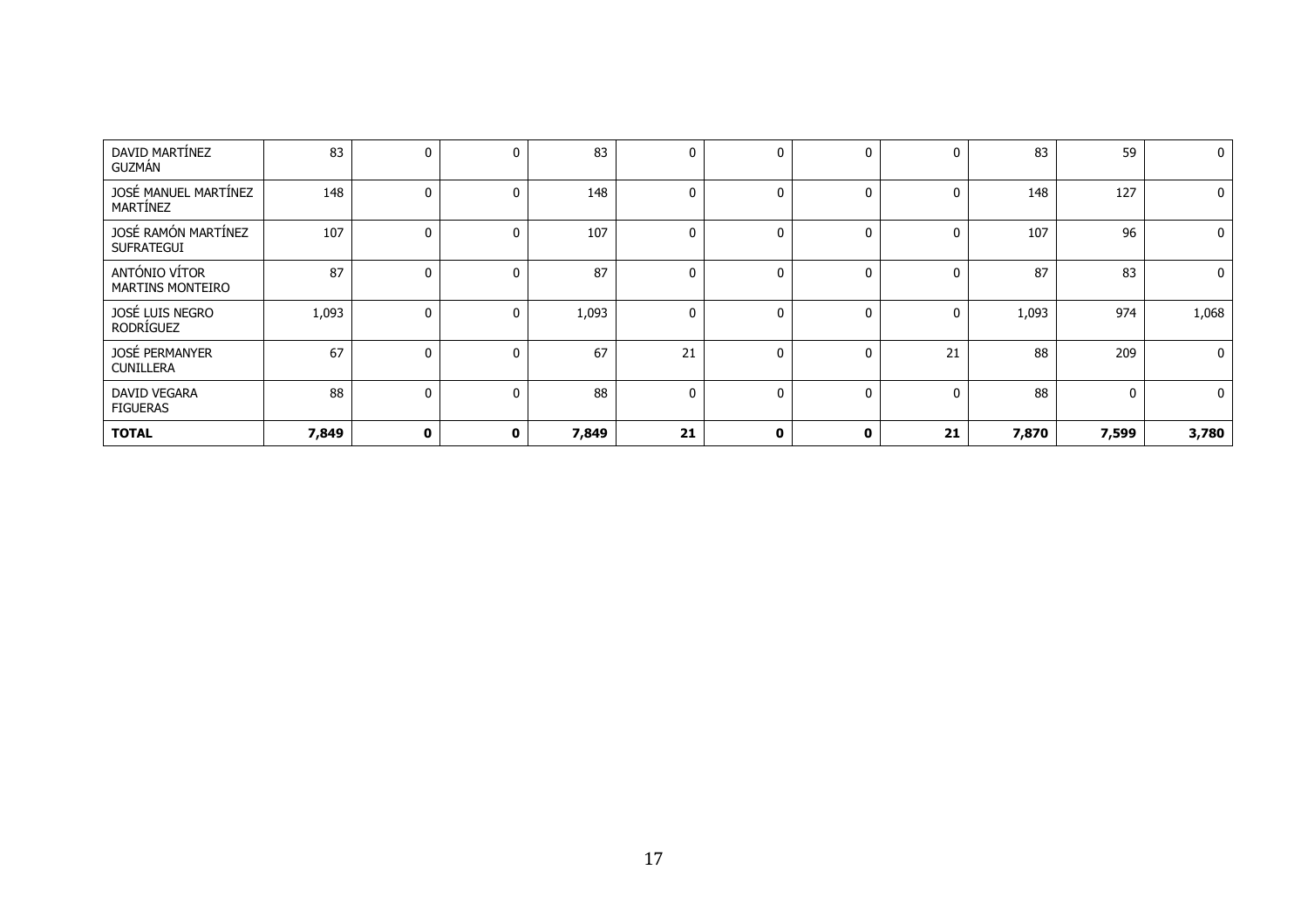| | | | | | | | | | | | |
|---|---|---|---|---|---|---|---|---|---|---|---|
| DAVID MARTÍNEZ GUZMÁN | 83 | 0 | 0 | 83 | 0 | 0 | 0 | 0 | 83 | 59 | 0 |
| JOSÉ MANUEL MARTÍNEZ MARTÍNEZ | 148 | 0 | 0 | 148 | 0 | 0 | 0 | 0 | 148 | 127 | 0 |
| JOSÉ RAMÓN MARTÍNEZ SUFRATEGUI | 107 | 0 | 0 | 107 | 0 | 0 | 0 | 0 | 107 | 96 | 0 |
| ANTÓNIO VÍTOR MARTINS MONTEIRO | 87 | 0 | 0 | 87 | 0 | 0 | 0 | 0 | 87 | 83 | 0 |
| JOSÉ LUIS NEGRO RODRÍGUEZ | 1,093 | 0 | 0 | 1,093 | 0 | 0 | 0 | 0 | 1,093 | 974 | 1,068 |
| JOSÉ PERMANYER CUNILLERA | 67 | 0 | 0 | 67 | 21 | 0 | 0 | 21 | 88 | 209 | 0 |
| DAVID VEGARA FIGUERAS | 88 | 0 | 0 | 88 | 0 | 0 | 0 | 0 | 88 | 0 | 0 |
| **TOTAL** | **7,849** | **0** | **0** | **7,849** | **21** | **0** | **0** | **21** | **7,870** | **7,599** | **3,780** |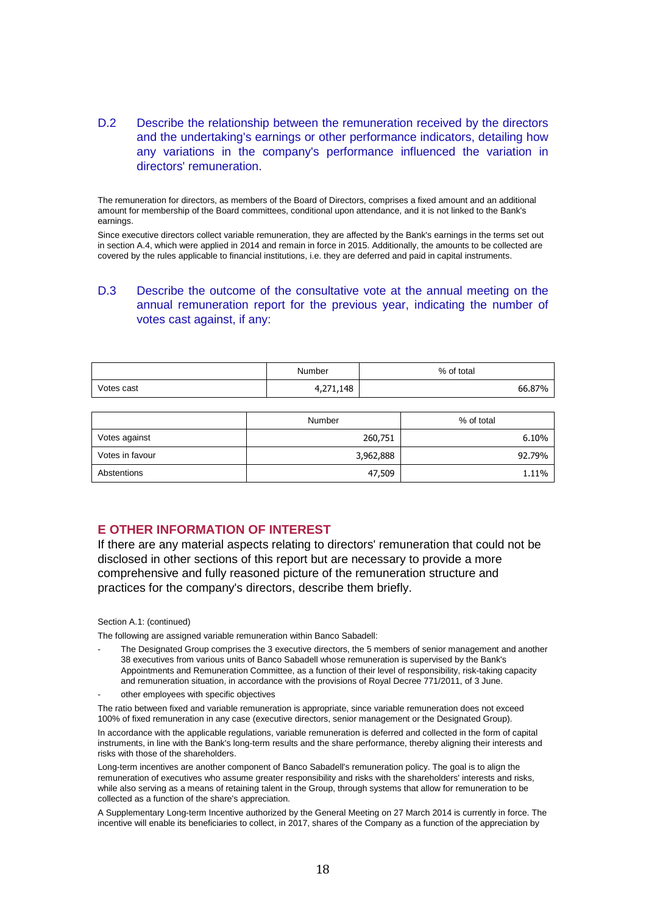### D.2 Describe the relationship between the remuneration received by the directors and the undertaking's earnings or other performance indicators, detailing how any variations in the company's performance influenced the variation in directors' remuneration.

The remuneration for directors, as members of the Board of Directors, comprises a fixed amount and an additional amount for membership of the Board committees, conditional upon attendance, and it is not linked to the Bank's earnings.

Since executive directors collect variable remuneration, they are affected by the Bank's earnings in the terms set out in section A.4, which were applied in 2014 and remain in force in 2015. Additionally, the amounts to be collected are covered by the rules applicable to financial institutions, i.e. they are deferred and paid in capital instruments.

### D.3 Describe the outcome of the consultative vote at the annual meeting on the annual remuneration report for the previous year, indicating the number of votes cast against, if any:

| | Number | % of total |
|---|---|---|
| Votes cast | 4,271,148 | 66.87% |

| | Number | % of total |
|---|---|---|
| Votes against | 260,751 | 6.10% |
| Votes in favour | 3,962,888 | 92.79% |
| Abstentions | 47,509 | 1.11% |

## E OTHER INFORMATION OF INTEREST

If there are any material aspects relating to directors' remuneration that could not be disclosed in other sections of this report but are necessary to provide a more comprehensive and fully reasoned picture of the remuneration structure and practices for the company's directors, describe them briefly.

Section A.1: (continued)

The following are assigned variable remuneration within Banco Sabadell:

- The Designated Group comprises the 3 executive directors, the 5 members of senior management and another 38 executives from various units of Banco Sabadell whose remuneration is supervised by the Bank's Appointments and Remuneration Committee, as a function of their level of responsibility, risk-taking capacity and remuneration situation, in accordance with the provisions of Royal Decree 771/2011, of 3 June.
- other employees with specific objectives

The ratio between fixed and variable remuneration is appropriate, since variable remuneration does not exceed 100% of fixed remuneration in any case (executive directors, senior management or the Designated Group).

In accordance with the applicable regulations, variable remuneration is deferred and collected in the form of capital instruments, in line with the Bank's long-term results and the share performance, thereby aligning their interests and risks with those of the shareholders.

Long-term incentives are another component of Banco Sabadell's remuneration policy. The goal is to align the remuneration of executives who assume greater responsibility and risks with the shareholders' interests and risks, while also serving as a means of retaining talent in the Group, through systems that allow for remuneration to be collected as a function of the share's appreciation.

A Supplementary Long-term Incentive authorized by the General Meeting on 27 March 2014 is currently in force. The incentive will enable its beneficiaries to collect, in 2017, shares of the Company as a function of the appreciation by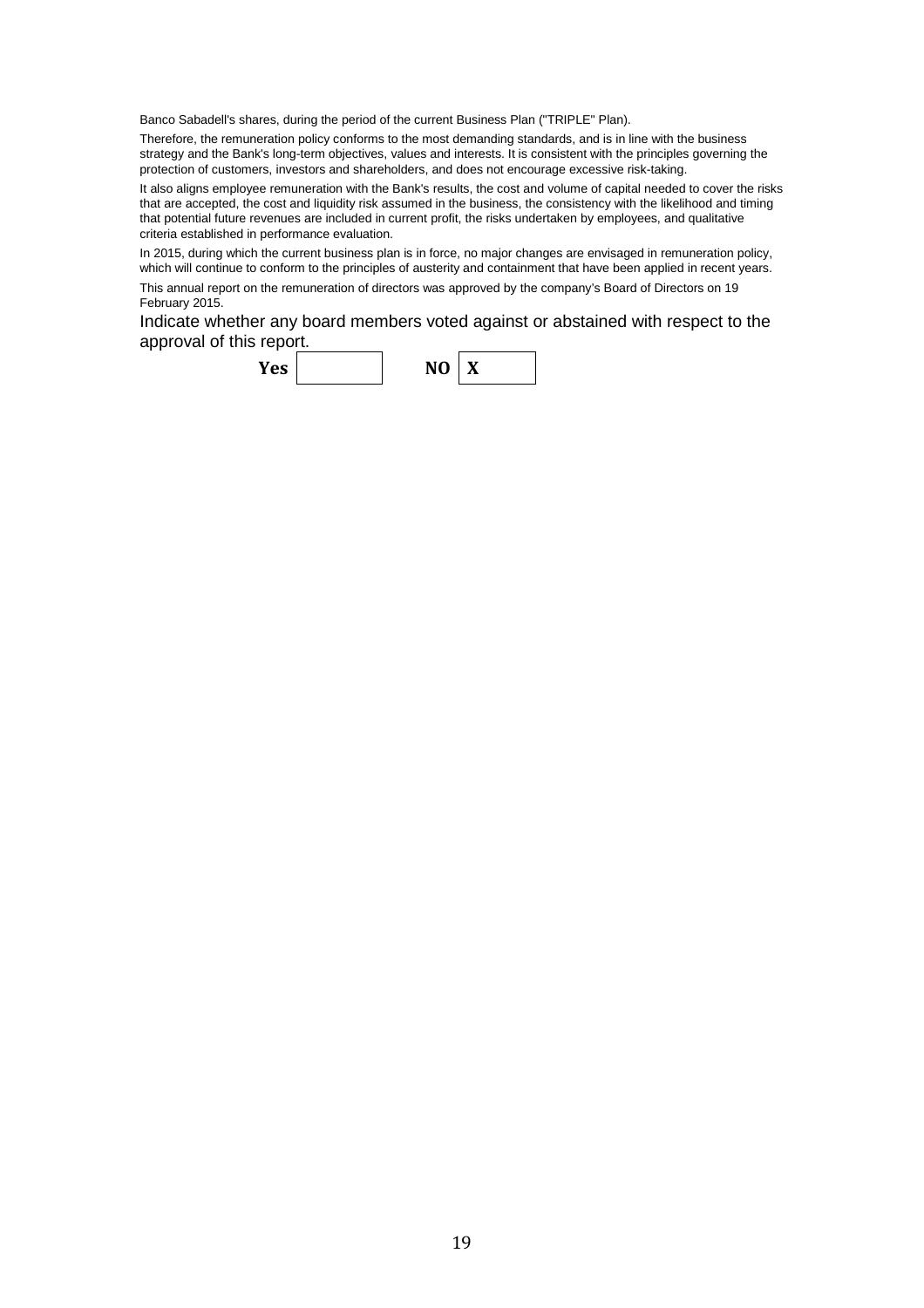Banco Sabadell's shares, during the period of the current Business Plan ("TRIPLE" Plan).

Therefore, the remuneration policy conforms to the most demanding standards, and is in line with the business strategy and the Bank's long-term objectives, values and interests. It is consistent with the principles governing the protection of customers, investors and shareholders, and does not encourage excessive risk-taking.

It also aligns employee remuneration with the Bank's results, the cost and volume of capital needed to cover the risks that are accepted, the cost and liquidity risk assumed in the business, the consistency with the likelihood and timing that potential future revenues are included in current profit, the risks undertaken by employees, and qualitative criteria established in performance evaluation.

In 2015, during which the current business plan is in force, no major changes are envisaged in remuneration policy, which will continue to conform to the principles of austerity and containment that have been applied in recent years.

This annual report on the remuneration of directors was approved by the company's Board of Directors on 19 February 2015.

Indicate whether any board members voted against or abstained with respect to the approval of this report.

| | | | |
|---|---|---|---|
| **Yes** | | **NO** | **X** |